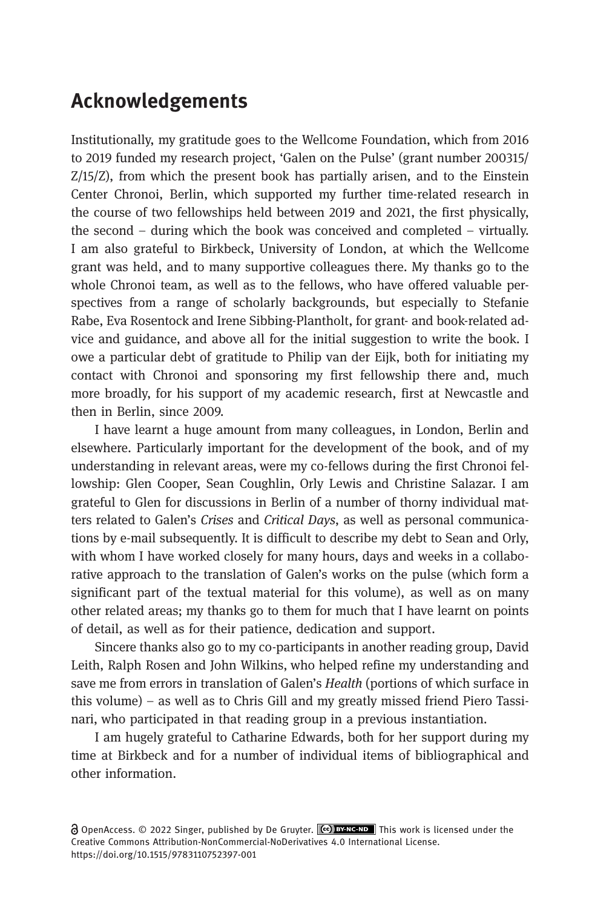# Acknowledgements

Institutionally, my gratitude goes to the Wellcome Foundation, which from 2016 to 2019 funded my research project, 'Galen on the Pulse' (grant number 200315/Z/15/Z), from which the present book has partially arisen, and to the Einstein Center Chronoi, Berlin, which supported my further time-related research in the course of two fellowships held between 2019 and 2021, the first physically, the second – during which the book was conceived and completed – virtually. I am also grateful to Birkbeck, University of London, at which the Wellcome grant was held, and to many supportive colleagues there. My thanks go to the whole Chronoi team, as well as to the fellows, who have offered valuable perspectives from a range of scholarly backgrounds, but especially to Stefanie Rabe, Eva Rosentock and Irene Sibbing-Plantholt, for grant- and book-related advice and guidance, and above all for the initial suggestion to write the book. I owe a particular debt of gratitude to Philip van der Eijk, both for initiating my contact with Chronoi and sponsoring my first fellowship there and, much more broadly, for his support of my academic research, first at Newcastle and then in Berlin, since 2009.

I have learnt a huge amount from many colleagues, in London, Berlin and elsewhere. Particularly important for the development of the book, and of my understanding in relevant areas, were my co-fellows during the first Chronoi fellowship: Glen Cooper, Sean Coughlin, Orly Lewis and Christine Salazar. I am grateful to Glen for discussions in Berlin of a number of thorny individual matters related to Galen's *Crises* and *Critical Days*, as well as personal communications by e-mail subsequently. It is difficult to describe my debt to Sean and Orly, with whom I have worked closely for many hours, days and weeks in a collaborative approach to the translation of Galen's works on the pulse (which form a significant part of the textual material for this volume), as well as on many other related areas; my thanks go to them for much that I have learnt on points of detail, as well as for their patience, dedication and support.

Sincere thanks also go to my co-participants in another reading group, David Leith, Ralph Rosen and John Wilkins, who helped refine my understanding and save me from errors in translation of Galen's *Health* (portions of which surface in this volume) – as well as to Chris Gill and my greatly missed friend Piero Tassinari, who participated in that reading group in a previous instantiation.

I am hugely grateful to Catharine Edwards, both for her support during my time at Birkbeck and for a number of individual items of bibliographical and other information.

OpenAccess. © 2022 Singer, published by De Gruyter. This work is licensed under the Creative Commons Attribution-NonCommercial-NoDerivatives 4.0 International License.
https://doi.org/10.1515/9783110752397-001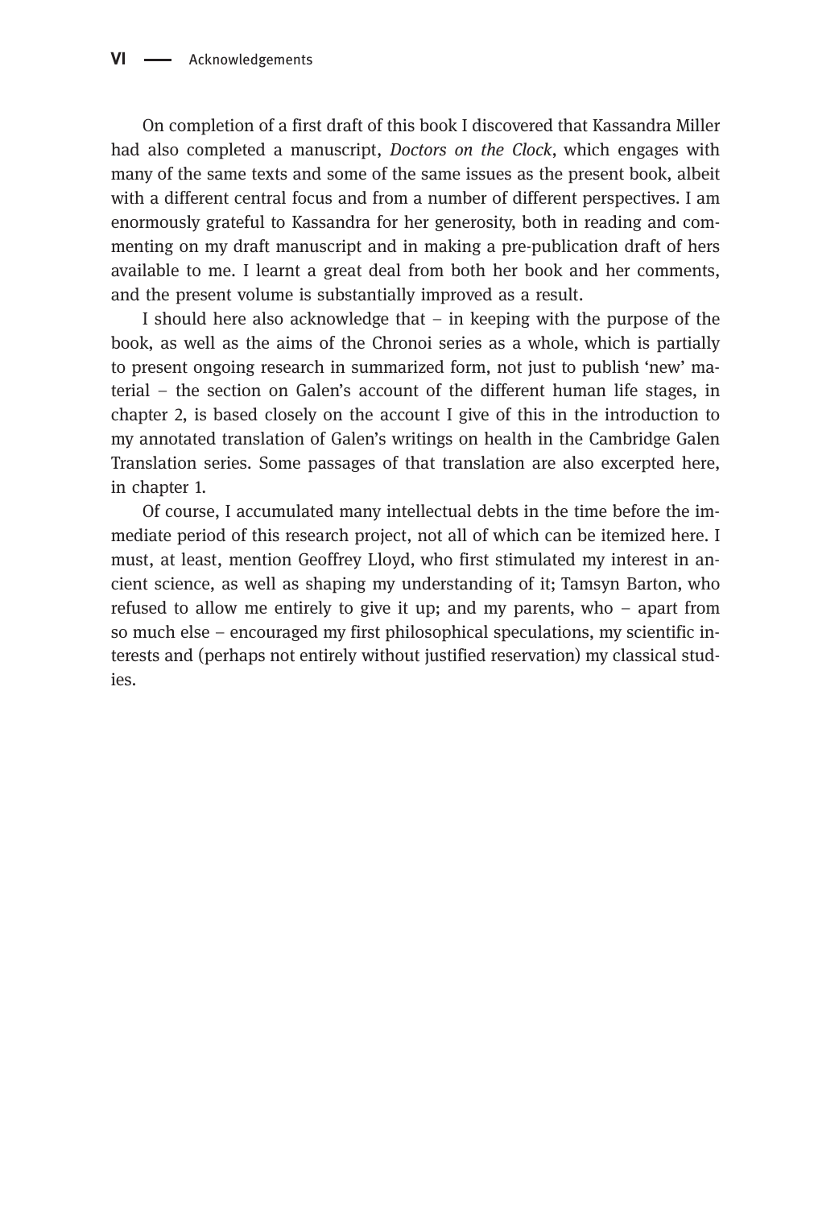On completion of a first draft of this book I discovered that Kassandra Miller had also completed a manuscript, *Doctors on the Clock*, which engages with many of the same texts and some of the same issues as the present book, albeit with a different central focus and from a number of different perspectives. I am enormously grateful to Kassandra for her generosity, both in reading and commenting on my draft manuscript and in making a pre-publication draft of hers available to me. I learnt a great deal from both her book and her comments, and the present volume is substantially improved as a result.

I should here also acknowledge that – in keeping with the purpose of the book, as well as the aims of the Chronoi series as a whole, which is partially to present ongoing research in summarized form, not just to publish 'new' material – the section on Galen's account of the different human life stages, in chapter 2, is based closely on the account I give of this in the introduction to my annotated translation of Galen's writings on health in the Cambridge Galen Translation series. Some passages of that translation are also excerpted here, in chapter 1.

Of course, I accumulated many intellectual debts in the time before the immediate period of this research project, not all of which can be itemized here. I must, at least, mention Geoffrey Lloyd, who first stimulated my interest in ancient science, as well as shaping my understanding of it; Tamsyn Barton, who refused to allow me entirely to give it up; and my parents, who – apart from so much else – encouraged my first philosophical speculations, my scientific interests and (perhaps not entirely without justified reservation) my classical studies.